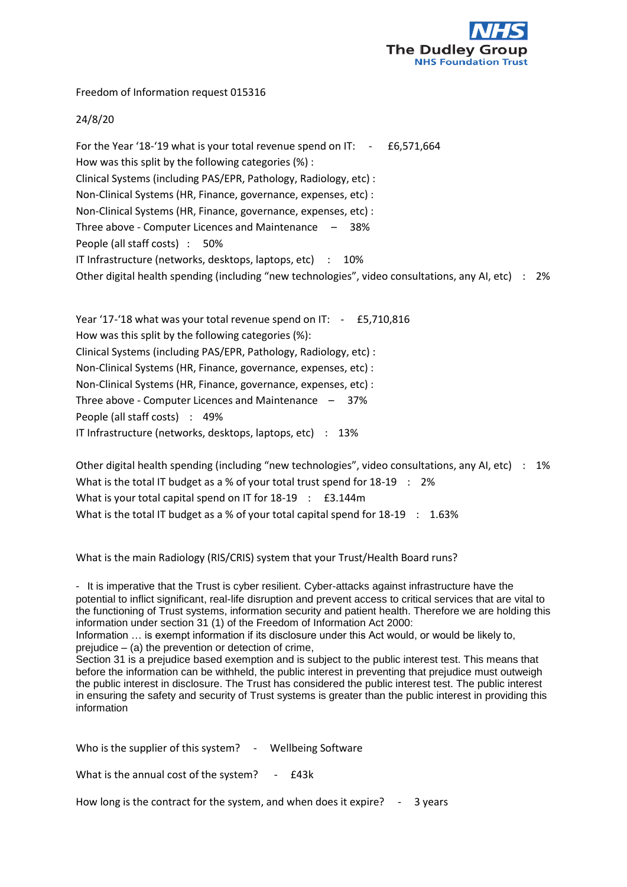The Dudley Group
NHS Foundation Trust

Freedom of Information request 015316

24/8/20

For the Year '18-'19 what is your total revenue spend on IT: - £6,571,664

How was this split by the following categories (%) :

Clinical Systems (including PAS/EPR, Pathology, Radiology, etc) :

Non-Clinical Systems (HR, Finance, governance, expenses, etc) :

Non-Clinical Systems (HR, Finance, governance, expenses, etc) :

Three above - Computer Licences and Maintenance – 38%

People (all staff costs) : 50%

IT Infrastructure (networks, desktops, laptops, etc) : 10%

Other digital health spending (including "new technologies", video consultations, any AI, etc) : 2%

Year '17-'18 what was your total revenue spend on IT: - £5,710,816

How was this split by the following categories (%):

Clinical Systems (including PAS/EPR, Pathology, Radiology, etc) :

Non-Clinical Systems (HR, Finance, governance, expenses, etc) :

Non-Clinical Systems (HR, Finance, governance, expenses, etc) :

Three above - Computer Licences and Maintenance – 37%

People (all staff costs) : 49%

IT Infrastructure (networks, desktops, laptops, etc) : 13%

Other digital health spending (including "new technologies", video consultations, any AI, etc) : 1%

What is the total IT budget as a % of your total trust spend for 18-19 : 2%

What is your total capital spend on IT for 18-19 : £3.144m

What is the total IT budget as a % of your total capital spend for 18-19 : 1.63%

What is the main Radiology (RIS/CRIS) system that your Trust/Health Board runs?

- It is imperative that the Trust is cyber resilient. Cyber-attacks against infrastructure have the potential to inflict significant, real-life disruption and prevent access to critical services that are vital to the functioning of Trust systems, information security and patient health. Therefore we are holding this information under section 31 (1) of the Freedom of Information Act 2000:
Information … is exempt information if its disclosure under this Act would, or would be likely to, prejudice – (a) the prevention or detection of crime,
Section 31 is a prejudice based exemption and is subject to the public interest test. This means that before the information can be withheld, the public interest in preventing that prejudice must outweigh the public interest in disclosure. The Trust has considered the public interest test. The public interest in ensuring the safety and security of Trust systems is greater than the public interest in providing this information

Who is the supplier of this system? - Wellbeing Software

What is the annual cost of the system? - £43k

How long is the contract for the system, and when does it expire? - 3 years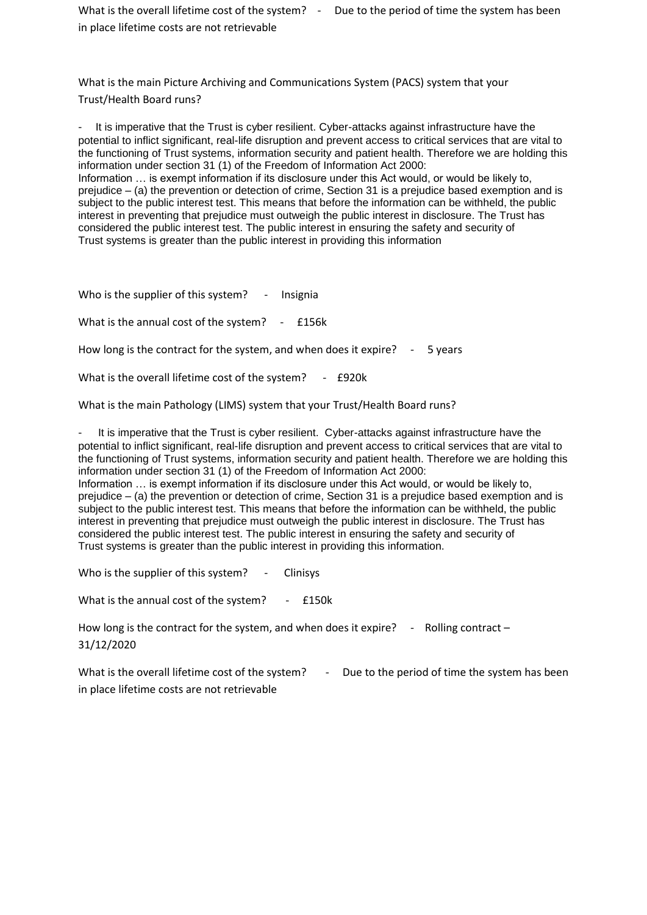What is the overall lifetime cost of the system? - Due to the period of time the system has been in place lifetime costs are not retrievable

What is the main Picture Archiving and Communications System (PACS) system that your Trust/Health Board runs?

- It is imperative that the Trust is cyber resilient. Cyber-attacks against infrastructure have the potential to inflict significant, real-life disruption and prevent access to critical services that are vital to the functioning of Trust systems, information security and patient health. Therefore we are holding this information under section 31 (1) of the Freedom of Information Act 2000:
Information … is exempt information if its disclosure under this Act would, or would be likely to, prejudice – (a) the prevention or detection of crime, Section 31 is a prejudice based exemption and is subject to the public interest test. This means that before the information can be withheld, the public interest in preventing that prejudice must outweigh the public interest in disclosure. The Trust has considered the public interest test. The public interest in ensuring the safety and security of Trust systems is greater than the public interest in providing this information

Who is the supplier of this system? - Insignia

What is the annual cost of the system? - £156k

How long is the contract for the system, and when does it expire? - 5 years

What is the overall lifetime cost of the system? - £920k

What is the main Pathology (LIMS) system that your Trust/Health Board runs?

- It is imperative that the Trust is cyber resilient. Cyber-attacks against infrastructure have the potential to inflict significant, real-life disruption and prevent access to critical services that are vital to the functioning of Trust systems, information security and patient health. Therefore we are holding this information under section 31 (1) of the Freedom of Information Act 2000:
Information … is exempt information if its disclosure under this Act would, or would be likely to, prejudice – (a) the prevention or detection of crime, Section 31 is a prejudice based exemption and is subject to the public interest test. This means that before the information can be withheld, the public interest in preventing that prejudice must outweigh the public interest in disclosure. The Trust has considered the public interest test. The public interest in ensuring the safety and security of Trust systems is greater than the public interest in providing this information.

Who is the supplier of this system? - Clinisys

What is the annual cost of the system? - £150k

How long is the contract for the system, and when does it expire? - Rolling contract – 31/12/2020

What is the overall lifetime cost of the system? - Due to the period of time the system has been in place lifetime costs are not retrievable